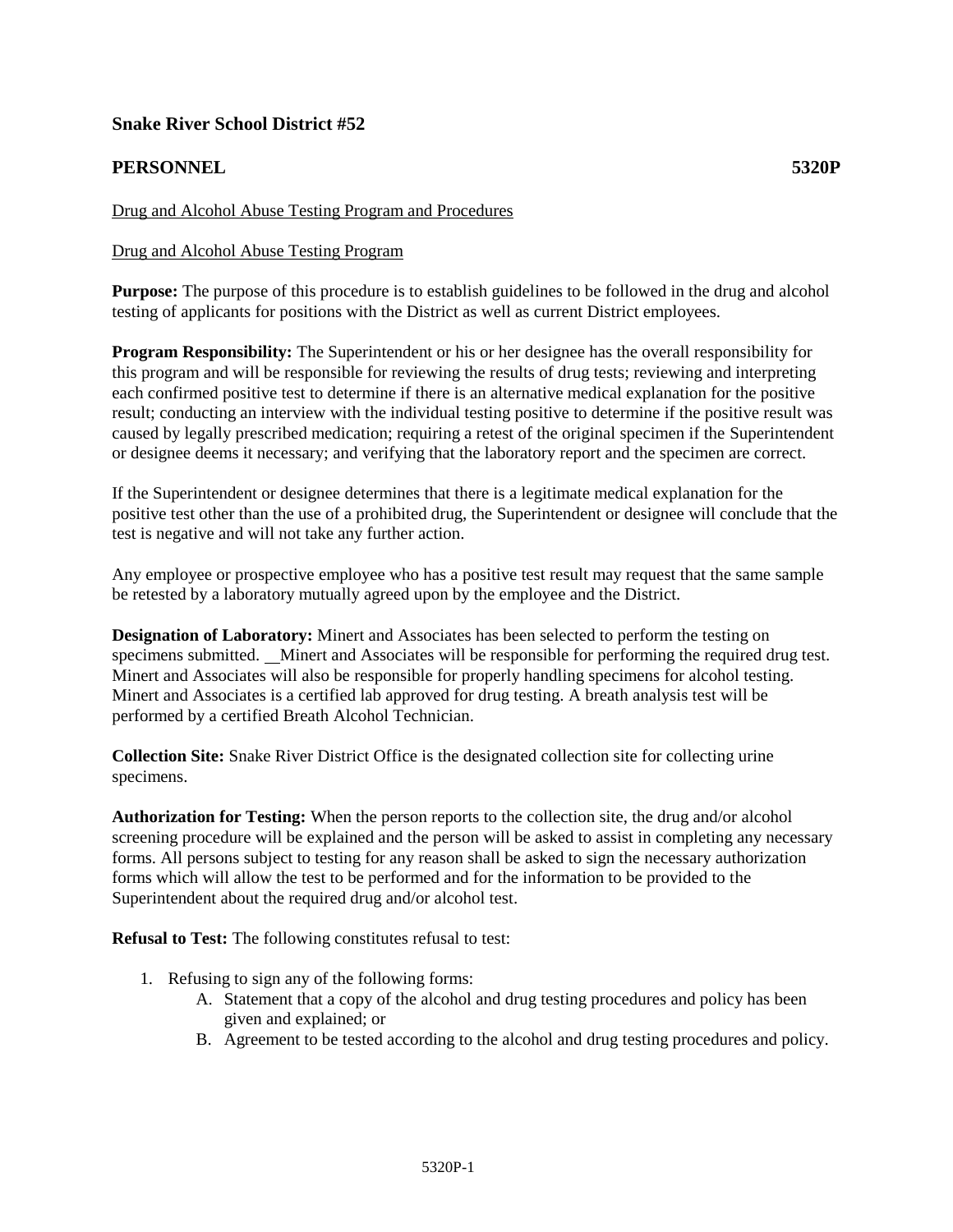**Snake River School District #52**

**PERSONNEL 5320P**

Drug and Alcohol Abuse Testing Program and Procedures

Drug and Alcohol Abuse Testing Program

**Purpose:** The purpose of this procedure is to establish guidelines to be followed in the drug and alcohol testing of applicants for positions with the District as well as current District employees.

**Program Responsibility:** The Superintendent or his or her designee has the overall responsibility for this program and will be responsible for reviewing the results of drug tests; reviewing and interpreting each confirmed positive test to determine if there is an alternative medical explanation for the positive result; conducting an interview with the individual testing positive to determine if the positive result was caused by legally prescribed medication; requiring a retest of the original specimen if the Superintendent or designee deems it necessary; and verifying that the laboratory report and the specimen are correct.

If the Superintendent or designee determines that there is a legitimate medical explanation for the positive test other than the use of a prohibited drug, the Superintendent or designee will conclude that the test is negative and will not take any further action.

Any employee or prospective employee who has a positive test result may request that the same sample be retested by a laboratory mutually agreed upon by the employee and the District.

**Designation of Laboratory:** Minert and Associates has been selected to perform the testing on specimens submitted. Minert and Associates will be responsible for performing the required drug test. Minert and Associates will also be responsible for properly handling specimens for alcohol testing. Minert and Associates is a certified lab approved for drug testing. A breath analysis test will be performed by a certified Breath Alcohol Technician.

**Collection Site:** Snake River District Office is the designated collection site for collecting urine specimens.

**Authorization for Testing:** When the person reports to the collection site, the drug and/or alcohol screening procedure will be explained and the person will be asked to assist in completing any necessary forms. All persons subject to testing for any reason shall be asked to sign the necessary authorization forms which will allow the test to be performed and for the information to be provided to the Superintendent about the required drug and/or alcohol test.

**Refusal to Test:** The following constitutes refusal to test:

1. Refusing to sign any of the following forms:
   A. Statement that a copy of the alcohol and drug testing procedures and policy has been given and explained; or
   B. Agreement to be tested according to the alcohol and drug testing procedures and policy.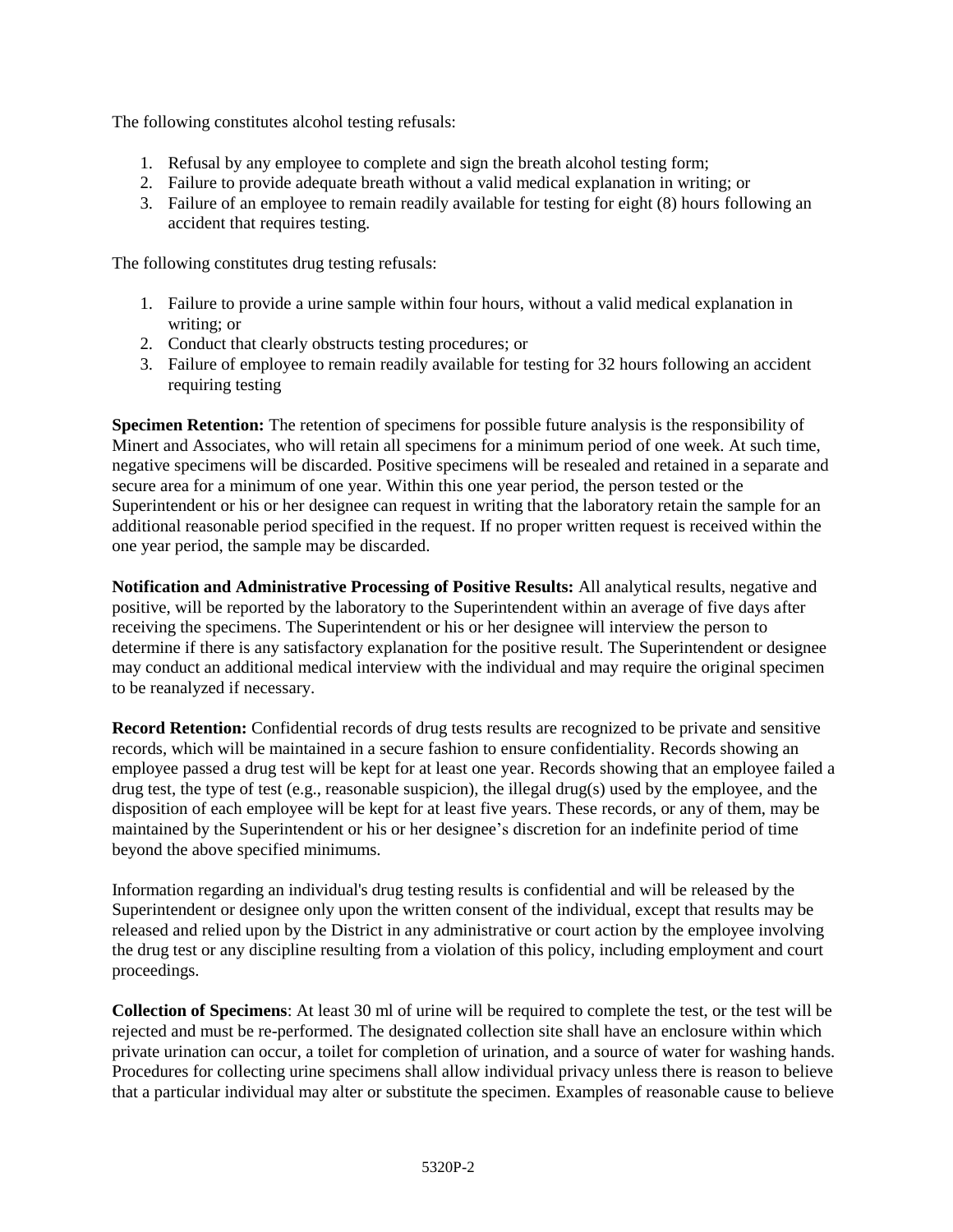The following constitutes alcohol testing refusals:

1. Refusal by any employee to complete and sign the breath alcohol testing form;
2. Failure to provide adequate breath without a valid medical explanation in writing; or
3. Failure of an employee to remain readily available for testing for eight (8) hours following an accident that requires testing.

The following constitutes drug testing refusals:

1. Failure to provide a urine sample within four hours, without a valid medical explanation in writing; or
2. Conduct that clearly obstructs testing procedures; or
3. Failure of employee to remain readily available for testing for 32 hours following an accident requiring testing

**Specimen Retention:** The retention of specimens for possible future analysis is the responsibility of Minert and Associates, who will retain all specimens for a minimum period of one week. At such time, negative specimens will be discarded. Positive specimens will be resealed and retained in a separate and secure area for a minimum of one year. Within this one year period, the person tested or the Superintendent or his or her designee can request in writing that the laboratory retain the sample for an additional reasonable period specified in the request. If no proper written request is received within the one year period, the sample may be discarded.

**Notification and Administrative Processing of Positive Results:** All analytical results, negative and positive, will be reported by the laboratory to the Superintendent within an average of five days after receiving the specimens. The Superintendent or his or her designee will interview the person to determine if there is any satisfactory explanation for the positive result. The Superintendent or designee may conduct an additional medical interview with the individual and may require the original specimen to be reanalyzed if necessary.

**Record Retention:** Confidential records of drug tests results are recognized to be private and sensitive records, which will be maintained in a secure fashion to ensure confidentiality. Records showing an employee passed a drug test will be kept for at least one year. Records showing that an employee failed a drug test, the type of test (e.g., reasonable suspicion), the illegal drug(s) used by the employee, and the disposition of each employee will be kept for at least five years. These records, or any of them, may be maintained by the Superintendent or his or her designee's discretion for an indefinite period of time beyond the above specified minimums.

Information regarding an individual's drug testing results is confidential and will be released by the Superintendent or designee only upon the written consent of the individual, except that results may be released and relied upon by the District in any administrative or court action by the employee involving the drug test or any discipline resulting from a violation of this policy, including employment and court proceedings.

**Collection of Specimens**: At least 30 ml of urine will be required to complete the test, or the test will be rejected and must be re-performed. The designated collection site shall have an enclosure within which private urination can occur, a toilet for completion of urination, and a source of water for washing hands. Procedures for collecting urine specimens shall allow individual privacy unless there is reason to believe that a particular individual may alter or substitute the specimen. Examples of reasonable cause to believe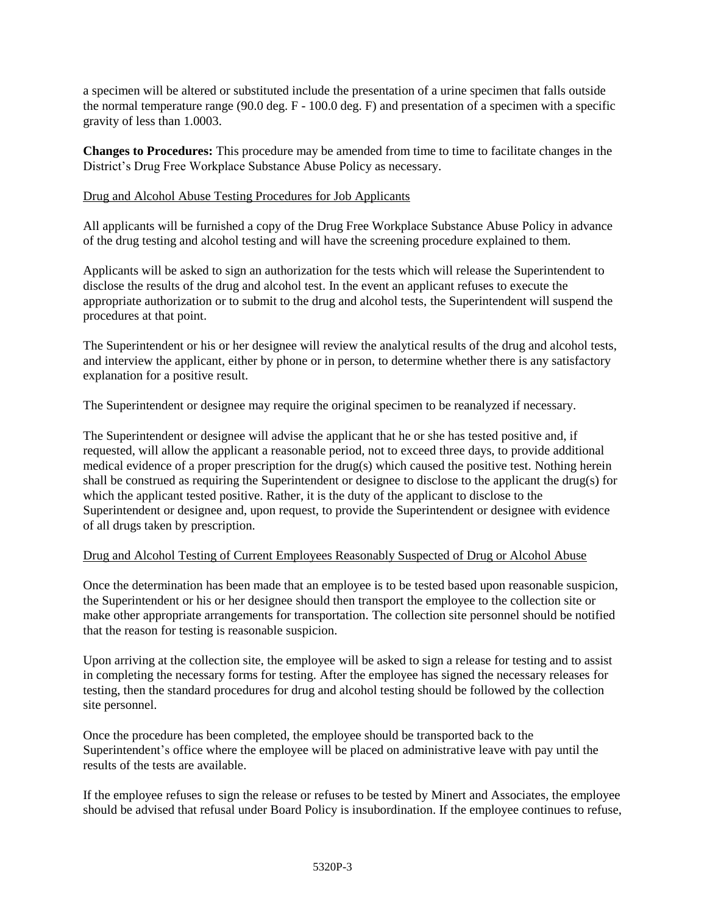a specimen will be altered or substituted include the presentation of a urine specimen that falls outside the normal temperature range (90.0 deg. F - 100.0 deg. F) and presentation of a specimen with a specific gravity of less than 1.0003.

**Changes to Procedures:** This procedure may be amended from time to time to facilitate changes in the District's Drug Free Workplace Substance Abuse Policy as necessary.

<u>Drug and Alcohol Abuse Testing Procedures for Job Applicants</u>

All applicants will be furnished a copy of the Drug Free Workplace Substance Abuse Policy in advance of the drug testing and alcohol testing and will have the screening procedure explained to them.

Applicants will be asked to sign an authorization for the tests which will release the Superintendent to disclose the results of the drug and alcohol test. In the event an applicant refuses to execute the appropriate authorization or to submit to the drug and alcohol tests, the Superintendent will suspend the procedures at that point.

The Superintendent or his or her designee will review the analytical results of the drug and alcohol tests, and interview the applicant, either by phone or in person, to determine whether there is any satisfactory explanation for a positive result.

The Superintendent or designee may require the original specimen to be reanalyzed if necessary.

The Superintendent or designee will advise the applicant that he or she has tested positive and, if requested, will allow the applicant a reasonable period, not to exceed three days, to provide additional medical evidence of a proper prescription for the drug(s) which caused the positive test. Nothing herein shall be construed as requiring the Superintendent or designee to disclose to the applicant the drug(s) for which the applicant tested positive. Rather, it is the duty of the applicant to disclose to the Superintendent or designee and, upon request, to provide the Superintendent or designee with evidence of all drugs taken by prescription.

<u>Drug and Alcohol Testing of Current Employees Reasonably Suspected of Drug or Alcohol Abuse</u>

Once the determination has been made that an employee is to be tested based upon reasonable suspicion, the Superintendent or his or her designee should then transport the employee to the collection site or make other appropriate arrangements for transportation. The collection site personnel should be notified that the reason for testing is reasonable suspicion.

Upon arriving at the collection site, the employee will be asked to sign a release for testing and to assist in completing the necessary forms for testing. After the employee has signed the necessary releases for testing, then the standard procedures for drug and alcohol testing should be followed by the collection site personnel.

Once the procedure has been completed, the employee should be transported back to the Superintendent's office where the employee will be placed on administrative leave with pay until the results of the tests are available.

If the employee refuses to sign the release or refuses to be tested by Minert and Associates, the employee should be advised that refusal under Board Policy is insubordination. If the employee continues to refuse,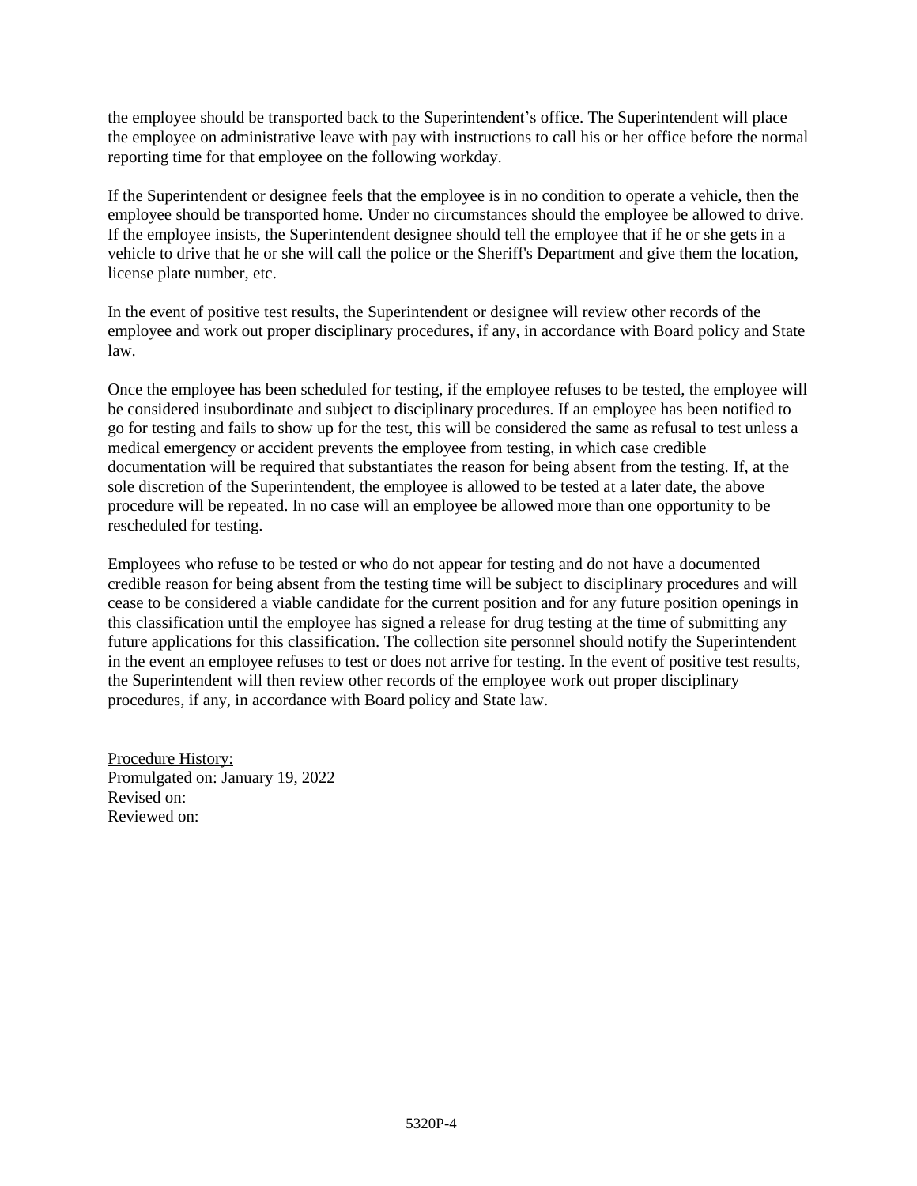the employee should be transported back to the Superintendent's office. The Superintendent will place the employee on administrative leave with pay with instructions to call his or her office before the normal reporting time for that employee on the following workday.

If the Superintendent or designee feels that the employee is in no condition to operate a vehicle, then the employee should be transported home. Under no circumstances should the employee be allowed to drive. If the employee insists, the Superintendent designee should tell the employee that if he or she gets in a vehicle to drive that he or she will call the police or the Sheriff's Department and give them the location, license plate number, etc.

In the event of positive test results, the Superintendent or designee will review other records of the employee and work out proper disciplinary procedures, if any, in accordance with Board policy and State law.

Once the employee has been scheduled for testing, if the employee refuses to be tested, the employee will be considered insubordinate and subject to disciplinary procedures. If an employee has been notified to go for testing and fails to show up for the test, this will be considered the same as refusal to test unless a medical emergency or accident prevents the employee from testing, in which case credible documentation will be required that substantiates the reason for being absent from the testing. If, at the sole discretion of the Superintendent, the employee is allowed to be tested at a later date, the above procedure will be repeated. In no case will an employee be allowed more than one opportunity to be rescheduled for testing.

Employees who refuse to be tested or who do not appear for testing and do not have a documented credible reason for being absent from the testing time will be subject to disciplinary procedures and will cease to be considered a viable candidate for the current position and for any future position openings in this classification until the employee has signed a release for drug testing at the time of submitting any future applications for this classification. The collection site personnel should notify the Superintendent in the event an employee refuses to test or does not arrive for testing. In the event of positive test results, the Superintendent will then review other records of the employee work out proper disciplinary procedures, if any, in accordance with Board policy and State law.

<u>Procedure History:</u>
Promulgated on: January 19, 2022
Revised on:
Reviewed on: